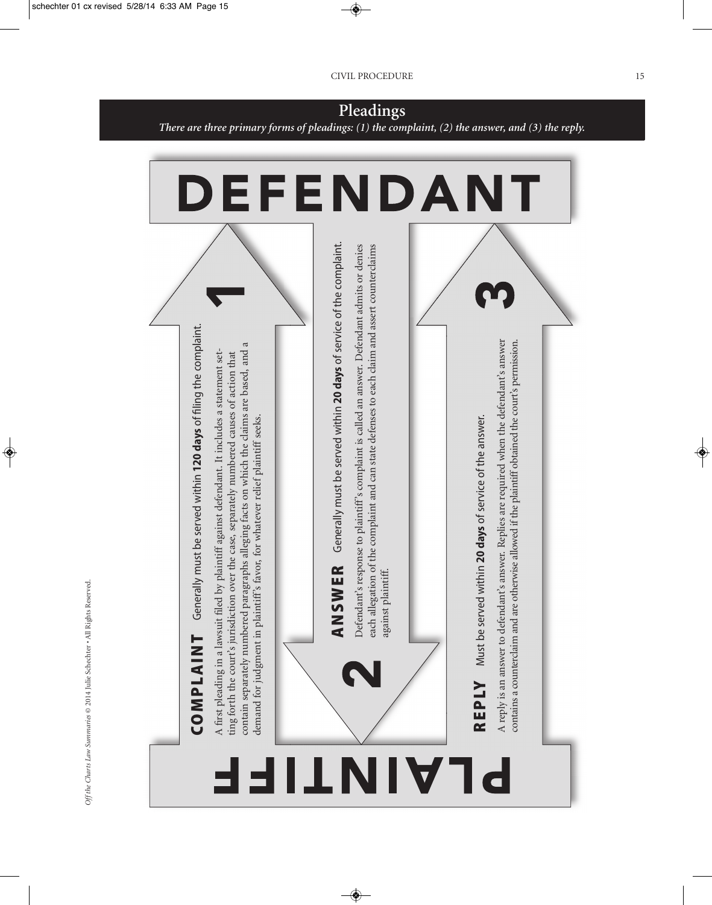## Pleadings

*There are three primary forms of pleadings: (1) the complaint, (2) the answer, and (3) the reply.*

**DEFENDANT**

### 1 COMPLAINT

Generally must be served within **120 days** of filing the complaint.

A first pleading in a lawsuit filed by plaintiff against defendant. It includes a statement setting forth the court's jurisdiction over the case, separately numbered causes of action that contain separately numbered paragraphs alleging facts on which the claims are based, and a demand for judgment in plaintiff's favor, for whatever relief plaintiff seeks.

### 2 ANSWER

Generally must be served within **20 days** of service of the complaint.

Defendant's response to plaintiff's complaint is called an answer. Defendant admits or denies each allegation of the complaint and can state defenses to each claim and assert counterclaims against plaintiff.

### 3 REPLY

Must be served within **20 days** of service of the answer.

A reply is an answer to defendant's answer. Replies are required when the defendant's answer contains a counterclaim and are otherwise allowed if the plaintiff obtained the court's permission.

**PLAINTIFF**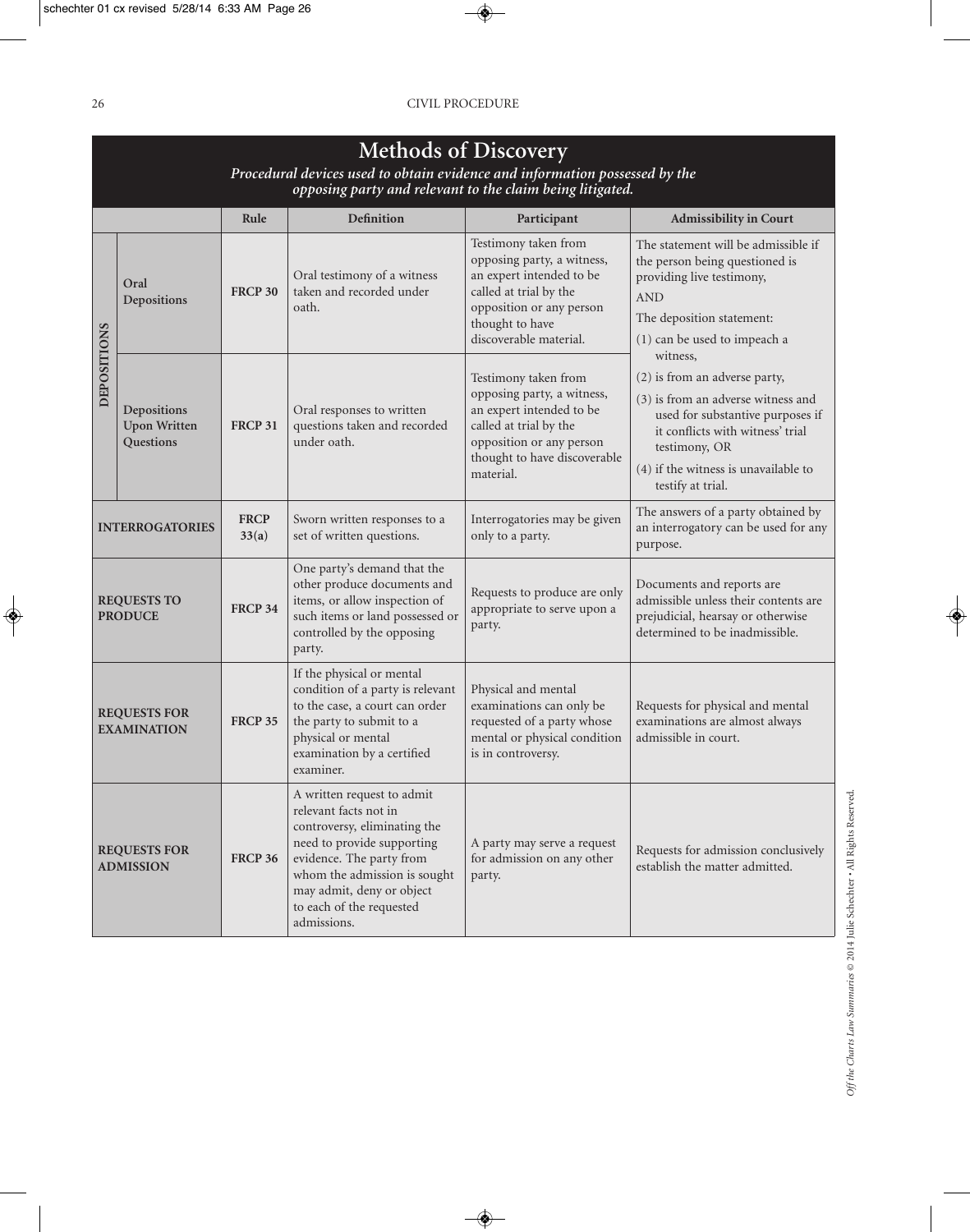# Methods of Discovery

*Procedural devices used to obtain evidence and information possessed by the opposing party and relevant to the claim being litigated.*

| | | Rule | Definition | Participant | Admissibility in Court |
|---|---|---|---|---|---|
| DEPOSITIONS | Oral Depositions | FRCP 30 | Oral testimony of a witness taken and recorded under oath. | Testimony taken from opposing party, a witness, an expert intended to be called at trial by the opposition or any person thought to have discoverable material. | The statement will be admissible if the person being questioned is providing live testimony, AND The deposition statement: (1) can be used to impeach a witness, (2) is from an adverse party, (3) is from an adverse witness and used for substantive purposes if it conflicts with witness' trial testimony, OR (4) if the witness is unavailable to testify at trial. |
| | Depositions Upon Written Questions | FRCP 31 | Oral responses to written questions taken and recorded under oath. | Testimony taken from opposing party, a witness, an expert intended to be called at trial by the opposition or any person thought to have discoverable material. | |
| INTERROGATORIES | | FRCP 33(a) | Sworn written responses to a set of written questions. | Interrogatories may be given only to a party. | The answers of a party obtained by an interrogatory can be used for any purpose. |
| REQUESTS TO PRODUCE | | FRCP 34 | One party's demand that the other produce documents and items, or allow inspection of such items or land possessed or controlled by the opposing party. | Requests to produce are only appropriate to serve upon a party. | Documents and reports are admissible unless their contents are prejudicial, hearsay or otherwise determined to be inadmissible. |
| REQUESTS FOR EXAMINATION | | FRCP 35 | If the physical or mental condition of a party is relevant to the case, a court can order the party to submit to a physical or mental examination by a certified examiner. | Physical and mental examinations can only be requested of a party whose mental or physical condition is in controversy. | Requests for physical and mental examinations are almost always admissible in court. |
| REQUESTS FOR ADMISSION | | FRCP 36 | A written request to admit relevant facts not in controversy, eliminating the need to provide supporting evidence. The party from whom the admission is sought may admit, deny or object to each of the requested admissions. | A party may serve a request for admission on any other party. | Requests for admission conclusively establish the matter admitted. |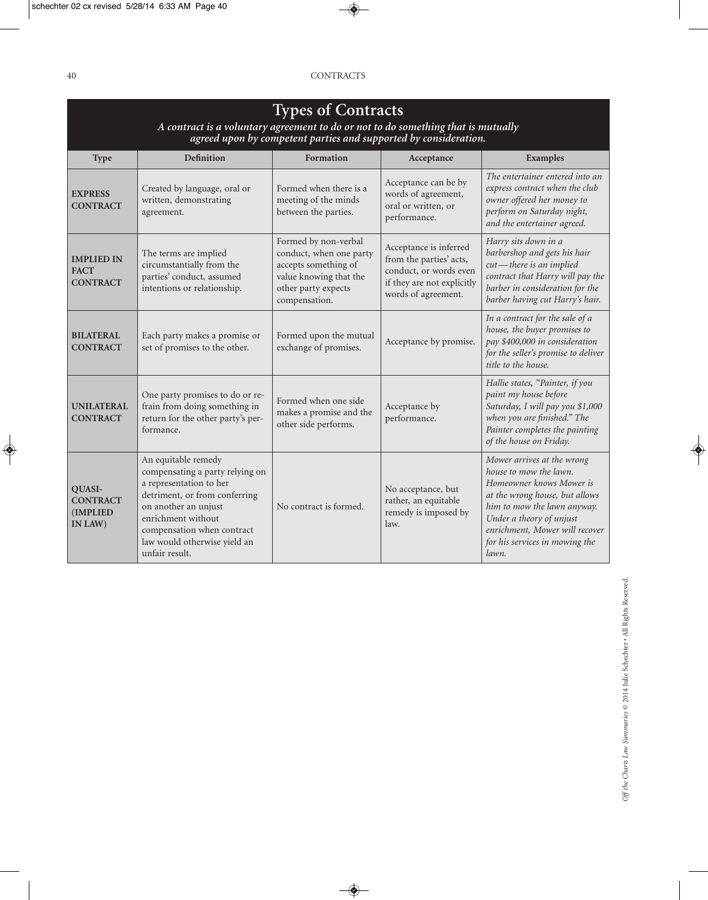# Types of Contracts

***A contract is a voluntary agreement to do or not to do something that is mutually agreed upon by competent parties and supported by consideration.***

| Type | Definition | Formation | Acceptance | Examples |
|---|---|---|---|---|
| **EXPRESS CONTRACT** | Created by language, oral or written, demonstrating agreement. | Formed when there is a meeting of the minds between the parties. | Acceptance can be by words of agreement, oral or written, or performance. | *The entertainer entered into an express contract when the club owner offered her money to perform on Saturday night, and the entertainer agreed.* |
| **IMPLIED IN FACT CONTRACT** | The terms are implied circumstantially from the parties' conduct, assumed intentions or relationship. | Formed by non-verbal conduct, when one party accepts something of value knowing that the other party expects compensation. | Acceptance is inferred from the parties' acts, conduct, or words even if they are not explicitly words of agreement. | *Harry sits down in a barbershop and gets his hair cut—there is an implied contract that Harry will pay the barber in consideration for the barber having cut Harry's hair.* |
| **BILATERAL CONTRACT** | Each party makes a promise or set of promises to the other. | Formed upon the mutual exchange of promises. | Acceptance by promise. | *In a contract for the sale of a house, the buyer promises to pay $400,000 in consideration for the seller's promise to deliver title to the house.* |
| **UNILATERAL CONTRACT** | One party promises to do or refrain from doing something in return for the other party's performance. | Formed when one side makes a promise and the other side performs. | Acceptance by performance. | *Hallie states, "Painter, if you paint my house before Saturday, I will pay you $1,000 when you are finished." The Painter completes the painting of the house on Friday.* |
| **QUASI-CONTRACT (IMPLIED IN LAW)** | An equitable remedy compensating a party relying on a representation to her detriment, or from conferring on another an unjust enrichment without compensation when contract law would otherwise yield an unfair result. | No contract is formed. | No acceptance, but rather, an equitable remedy is imposed by law. | *Mower arrives at the wrong house to mow the lawn. Homeowner knows Mower is at the wrong house, but allows him to mow the lawn anyway. Under a theory of unjust enrichment, Mower will recover for his services in mowing the lawn.* |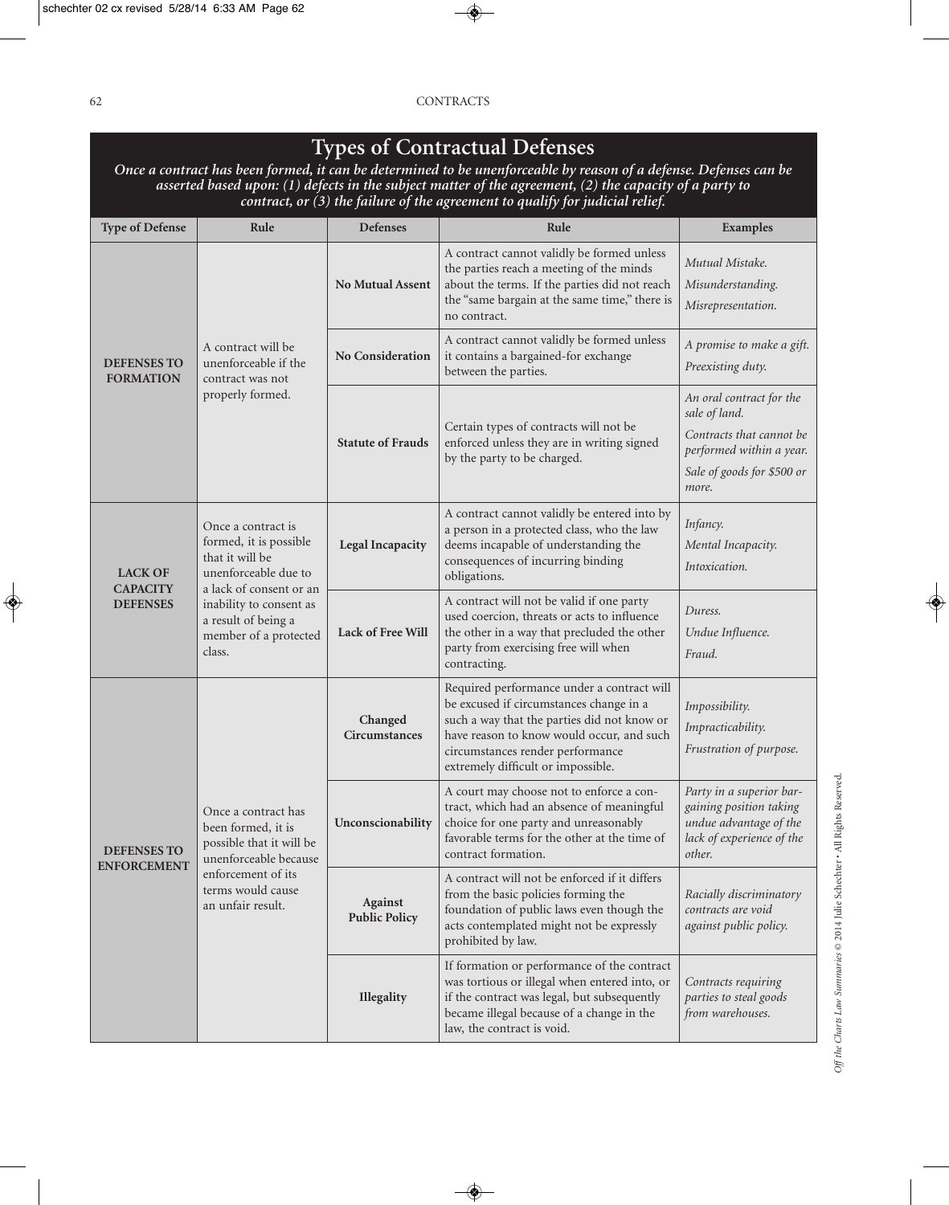# Types of Contractual Defenses

*Once a contract has been formed, it can be determined to be unenforceable by reason of a defense. Defenses can be asserted based upon: (1) defects in the subject matter of the agreement, (2) the capacity of a party to contract, or (3) the failure of the agreement to qualify for judicial relief.*

| Type of Defense | Rule | Defenses | Rule | Examples |
|---|---|---|---|---|
| **DEFENSES TO FORMATION** | A contract will be unenforceable if the contract was not properly formed. | **No Mutual Assent** | A contract cannot validly be formed unless the parties reach a meeting of the minds about the terms. If the parties did not reach the "same bargain at the same time," there is no contract. | *Mutual Mistake.* *Misunderstanding.* *Misrepresentation.* |
| | | **No Consideration** | A contract cannot validly be formed unless it contains a bargained-for exchange between the parties. | *A promise to make a gift.* *Preexisting duty.* |
| | | **Statute of Frauds** | Certain types of contracts will not be enforced unless they are in writing signed by the party to be charged. | *An oral contract for the sale of land.* *Contracts that cannot be performed within a year.* *Sale of goods for $500 or more.* |
| **LACK OF CAPACITY DEFENSES** | Once a contract is formed, it is possible that it will be unenforceable due to a lack of consent or an inability to consent as a result of being a member of a protected class. | **Legal Incapacity** | A contract cannot validly be entered into by a person in a protected class, who the law deems incapable of understanding the consequences of incurring binding obligations. | *Infancy.* *Mental Incapacity.* *Intoxication.* |
| | | **Lack of Free Will** | A contract will not be valid if one party used coercion, threats or acts to influence the other in a way that precluded the other party from exercising free will when contracting. | *Duress.* *Undue Influence.* *Fraud.* |
| **DEFENSES TO ENFORCEMENT** | Once a contract has been formed, it is possible that it will be unenforceable because enforcement of its terms would cause an unfair result. | **Changed Circumstances** | Required performance under a contract will be excused if circumstances change in a such a way that the parties did not know or have reason to know would occur, and such circumstances render performance extremely difficult or impossible. | *Impossibility.* *Impracticability.* *Frustration of purpose.* |
| | | **Unconscionability** | A court may choose not to enforce a contract, which had an absence of meaningful choice for one party and unreasonably favorable terms for the other at the time of contract formation. | *Party in a superior bargaining position taking undue advantage of the lack of experience of the other.* |
| | | **Against Public Policy** | A contract will not be enforced if it differs from the basic policies forming the foundation of public laws even though the acts contemplated might not be expressly prohibited by law. | *Racially discriminatory contracts are void against public policy.* |
| | | **Illegality** | If formation or performance of the contract was tortious or illegal when entered into, or if the contract was legal, but subsequently became illegal because of a change in the law, the contract is void. | *Contracts requiring parties to steal goods from warehouses.* |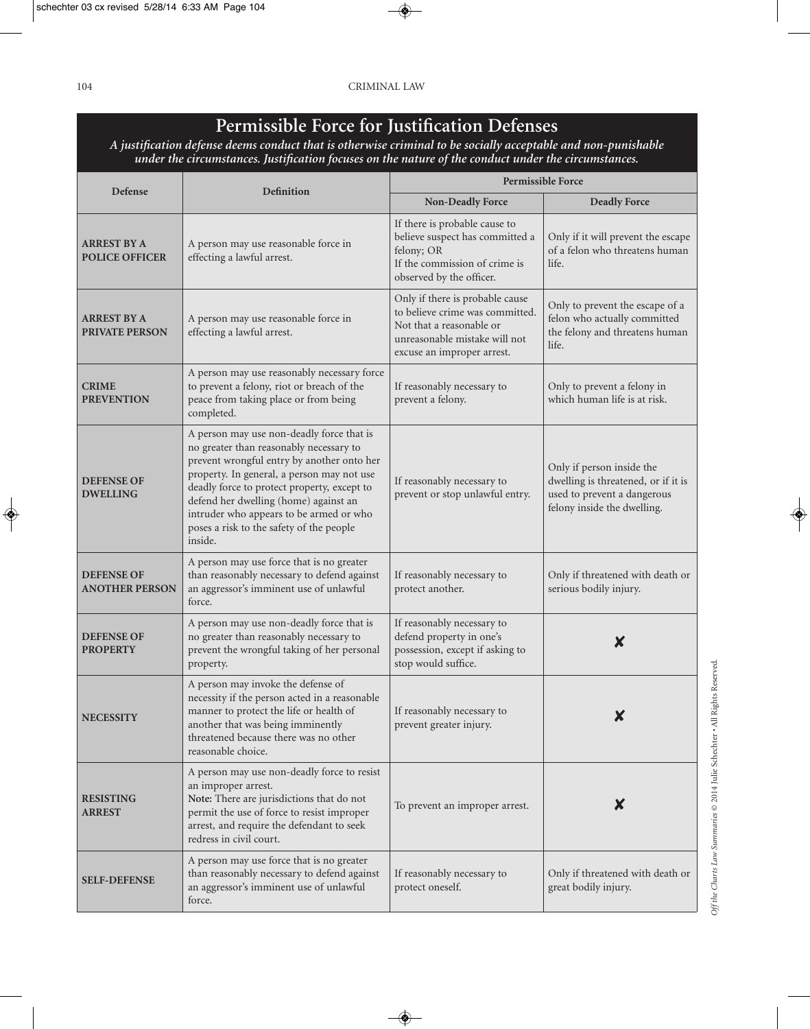# Permissible Force for Justification Defenses

*A justification defense deems conduct that is otherwise criminal to be socially acceptable and non-punishable under the circumstances. Justification focuses on the nature of the conduct under the circumstances.*

| Defense | Definition | Permissible Force | |
|---|---|---|---|
| | | **Non-Deadly Force** | **Deadly Force** |
| **ARREST BY A POLICE OFFICER** | A person may use reasonable force in effecting a lawful arrest. | If there is probable cause to believe suspect has committed a felony; OR If the commission of crime is observed by the officer. | Only if it will prevent the escape of a felon who threatens human life. |
| **ARREST BY A PRIVATE PERSON** | A person may use reasonable force in effecting a lawful arrest. | Only if there is probable cause to believe crime was committed. Not that a reasonable or unreasonable mistake will not excuse an improper arrest. | Only to prevent the escape of a felon who actually committed the felony and threatens human life. |
| **CRIME PREVENTION** | A person may use reasonably necessary force to prevent a felony, riot or breach of the peace from taking place or from being completed. | If reasonably necessary to prevent a felony. | Only to prevent a felony in which human life is at risk. |
| **DEFENSE OF DWELLING** | A person may use non-deadly force that is no greater than reasonably necessary to prevent wrongful entry by another onto her property. In general, a person may not use deadly force to protect property, except to defend her dwelling (home) against an intruder who appears to be armed or who poses a risk to the safety of the people inside. | If reasonably necessary to prevent or stop unlawful entry. | Only if person inside the dwelling is threatened, or if it is used to prevent a dangerous felony inside the dwelling. |
| **DEFENSE OF ANOTHER PERSON** | A person may use force that is no greater than reasonably necessary to defend against an aggressor's imminent use of unlawful force. | If reasonably necessary to protect another. | Only if threatened with death or serious bodily injury. |
| **DEFENSE OF PROPERTY** | A person may use non-deadly force that is no greater than reasonably necessary to prevent the wrongful taking of her personal property. | If reasonably necessary to defend property in one's possession, except if asking to stop would suffice. | ✘ |
| **NECESSITY** | A person may invoke the defense of necessity if the person acted in a reasonable manner to protect the life or health of another that was being imminently threatened because there was no other reasonable choice. | If reasonably necessary to prevent greater injury. | ✘ |
| **RESISTING ARREST** | A person may use non-deadly force to resist an improper arrest. **Note:** There are jurisdictions that do not permit the use of force to resist improper arrest, and require the defendant to seek redress in civil court. | To prevent an improper arrest. | ✘ |
| **SELF-DEFENSE** | A person may use force that is no greater than reasonably necessary to defend against an aggressor's imminent use of unlawful force. | If reasonably necessary to protect oneself. | Only if threatened with death or great bodily injury. |

*Off the Charts Law Summaries* © 2014 Julie Schechter • All Rights Reserved.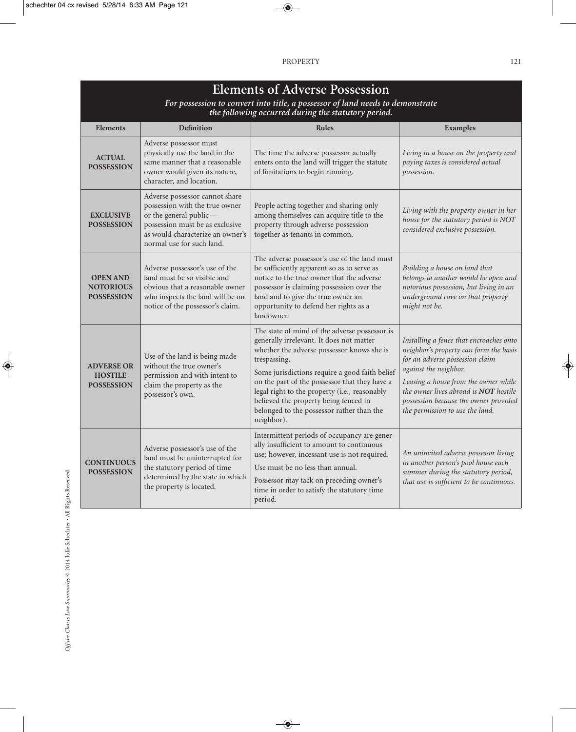## Elements of Adverse Possession

*For possession to convert into title, a possessor of land needs to demonstrate the following occurred during the statutory period.*

| Elements | Definition | Rules | Examples |
|---|---|---|---|
| **ACTUAL POSSESSION** | Adverse possessor must physically use the land in the same manner that a reasonable owner would given its nature, character, and location. | The time the adverse possessor actually enters onto the land will trigger the statute of limitations to begin running. | *Living in a house on the property and paying taxes is considered actual possession.* |
| **EXCLUSIVE POSSESSION** | Adverse possessor cannot share possession with the true owner or the general public—possession must be as exclusive as would characterize an owner's normal use for such land. | People acting together and sharing only among themselves can acquire title to the property through adverse possession together as tenants in common. | *Living with the property owner in her house for the statutory period is NOT considered exclusive possession.* |
| **OPEN AND NOTORIOUS POSSESSION** | Adverse possessor's use of the land must be so visible and obvious that a reasonable owner who inspects the land will be on notice of the possessor's claim. | The adverse possessor's use of the land must be sufficiently apparent so as to serve as notice to the true owner that the adverse possessor is claiming possession over the land and to give the true owner an opportunity to defend her rights as a landowner. | *Building a house on land that belongs to another would be open and notorious possession, but living in an underground cave on that property might not be.* |
| **ADVERSE OR HOSTILE POSSESSION** | Use of the land is being made without the true owner's permission and with intent to claim the property as the possessor's own. | The state of mind of the adverse possessor is generally irrelevant. It does not matter whether the adverse possessor knows she is trespassing.<br><br>Some jurisdictions require a good faith belief on the part of the possessor that they have a legal right to the property (i.e., reasonably believed the property being fenced in belonged to the possessor rather than the neighbor). | *Installing a fence that encroaches onto neighbor's property can form the basis for an adverse possession claim against the neighbor.*<br><br>*Leasing a house from the owner while the owner lives abroad is **NOT** hostile possession because the owner provided the permission to use the land.* |
| **CONTINUOUS POSSESSION** | Adverse possessor's use of the land must be uninterrupted for the statutory period of time determined by the state in which the property is located. | Intermittent periods of occupancy are generally insufficient to amount to continuous use; however, incessant use is not required.<br><br>Use must be no less than annual.<br><br>Possessor may tack on preceding owner's time in order to satisfy the statutory time period. | *An uninvited adverse possessor living in another person's pool house each summer during the statutory period, that use is sufficient to be continuous.* |

*Off the Charts Law Summaries* © 2014 Julie Schechter • All Rights Reserved.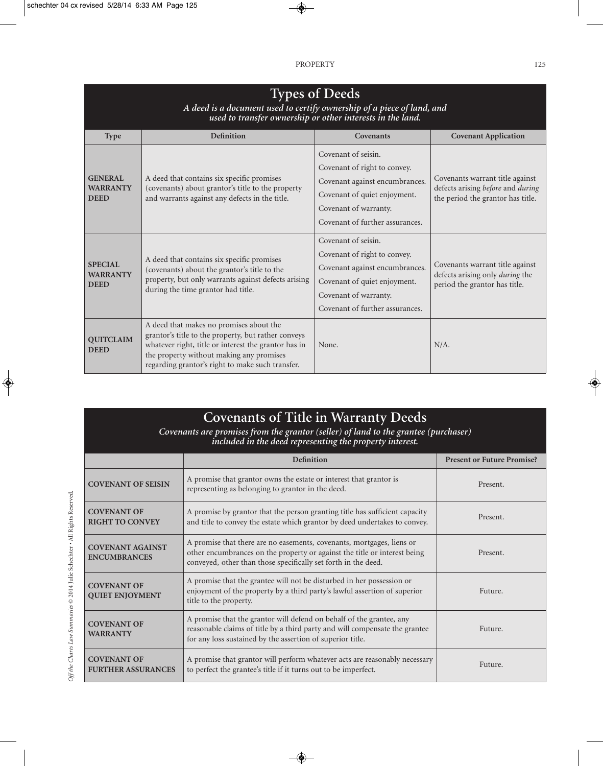## Types of Deeds

*A deed is a document used to certify ownership of a piece of land, and used to transfer ownership or other interests in the land.*

| Type | Definition | Covenants | Covenant Application |
|---|---|---|---|
| **GENERAL WARRANTY DEED** | A deed that contains six specific promises (covenants) about grantor's title to the property and warrants against any defects in the title. | Covenant of seisin.<br>Covenant of right to convey.<br>Covenant against encumbrances.<br>Covenant of quiet enjoyment.<br>Covenant of warranty.<br>Covenant of further assurances. | Covenants warrant title against defects arising *before* and *during* the period the grantor has title. |
| **SPECIAL WARRANTY DEED** | A deed that contains six specific promises (covenants) about the grantor's title to the property, but only warrants against defects arising during the time grantor had title. | Covenant of seisin.<br>Covenant of right to convey.<br>Covenant against encumbrances.<br>Covenant of quiet enjoyment.<br>Covenant of warranty.<br>Covenant of further assurances. | Covenants warrant title against defects arising only *during* the period the grantor has title. |
| **QUITCLAIM DEED** | A deed that makes no promises about the grantor's title to the property, but rather conveys whatever right, title or interest the grantor has in the property without making any promises regarding grantor's right to make such transfer. | None. | N/A. |

## Covenants of Title in Warranty Deeds

*Covenants are promises from the grantor (seller) of land to the grantee (purchaser) included in the deed representing the property interest.*

| | Definition | Present or Future Promise? |
|---|---|---|
| **COVENANT OF SEISIN** | A promise that grantor owns the estate or interest that grantor is representing as belonging to grantor in the deed. | Present. |
| **COVENANT OF RIGHT TO CONVEY** | A promise by grantor that the person granting title has sufficient capacity and title to convey the estate which grantor by deed undertakes to convey. | Present. |
| **COVENANT AGAINST ENCUMBRANCES** | A promise that there are no easements, covenants, mortgages, liens or other encumbrances on the property or against the title or interest being conveyed, other than those specifically set forth in the deed. | Present. |
| **COVENANT OF QUIET ENJOYMENT** | A promise that the grantee will not be disturbed in her possession or enjoyment of the property by a third party's lawful assertion of superior title to the property. | Future. |
| **COVENANT OF WARRANTY** | A promise that the grantor will defend on behalf of the grantee, any reasonable claims of title by a third party and will compensate the grantee for any loss sustained by the assertion of superior title. | Future. |
| **COVENANT OF FURTHER ASSURANCES** | A promise that grantor will perform whatever acts are reasonably necessary to perfect the grantee's title if it turns out to be imperfect. | Future. |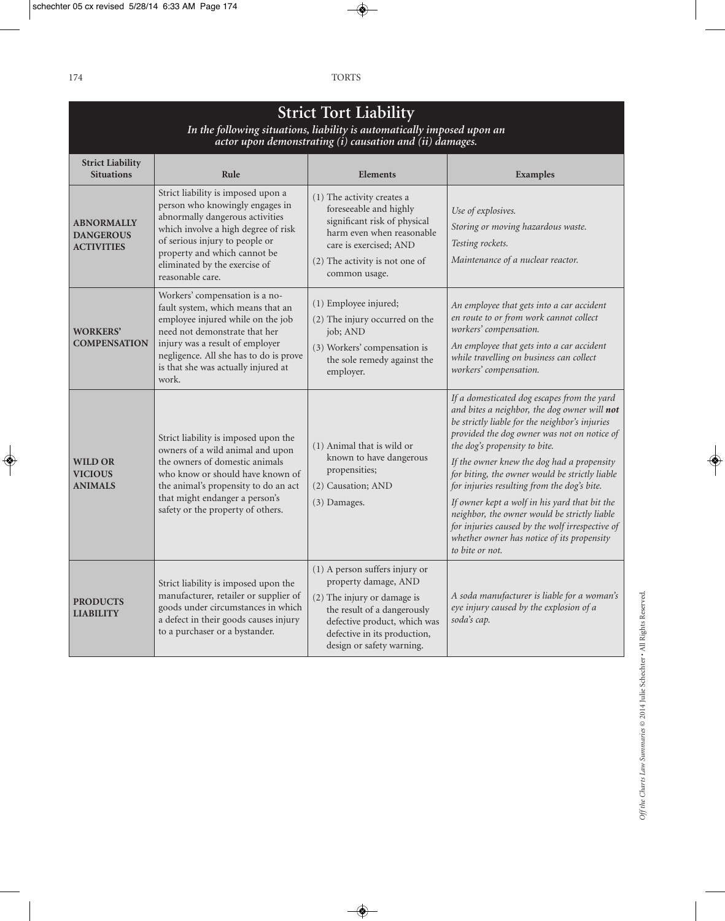# Strict Tort Liability

*In the following situations, liability is automatically imposed upon an actor upon demonstrating (i) causation and (ii) damages.*

| Strict Liability Situations | Rule | Elements | Examples |
|---|---|---|---|
| **ABNORMALLY DANGEROUS ACTIVITIES** | Strict liability is imposed upon a person who knowingly engages in abnormally dangerous activities which involve a high degree of risk of serious injury to people or property and which cannot be eliminated by the exercise of reasonable care. | (1) The activity creates a foreseeable and highly significant risk of physical harm even when reasonable care is exercised; AND<br>(2) The activity is not one of common usage. | *Use of explosives.*<br>*Storing or moving hazardous waste.*<br>*Testing rockets.*<br>*Maintenance of a nuclear reactor.* |
| **WORKERS' COMPENSATION** | Workers' compensation is a no-fault system, which means that an employee injured while on the job need not demonstrate that her injury was a result of employer negligence. All she has to do is prove is that she was actually injured at work. | (1) Employee injured;<br>(2) The injury occurred on the job; AND<br>(3) Workers' compensation is the sole remedy against the employer. | *An employee that gets into a car accident en route to or from work cannot collect workers' compensation.*<br>*An employee that gets into a car accident while travelling on business can collect workers' compensation.* |
| **WILD OR VICIOUS ANIMALS** | Strict liability is imposed upon the owners of a wild animal and upon the owners of domestic animals who know or should have known of the animal's propensity to do an act that might endanger a person's safety or the property of others. | (1) Animal that is wild or known to have dangerous propensities;<br>(2) Causation; AND<br>(3) Damages. | *If a domesticated dog escapes from the yard and bites a neighbor, the dog owner will **not** be strictly liable for the neighbor's injuries provided the dog owner was not on notice of the dog's propensity to bite.*<br>*If the owner knew the dog had a propensity for biting, the owner would be strictly liable for injuries resulting from the dog's bite.*<br>*If owner kept a wolf in his yard that bit the neighbor, the owner would be strictly liable for injuries caused by the wolf irrespective of whether owner has notice of its propensity to bite or not.* |
| **PRODUCTS LIABILITY** | Strict liability is imposed upon the manufacturer, retailer or supplier of goods under circumstances in which a defect in their goods causes injury to a purchaser or a bystander. | (1) A person suffers injury or property damage, AND<br>(2) The injury or damage is the result of a dangerously defective product, which was defective in its production, design or safety warning. | *A soda manufacturer is liable for a woman's eye injury caused by the explosion of a soda's cap.* |